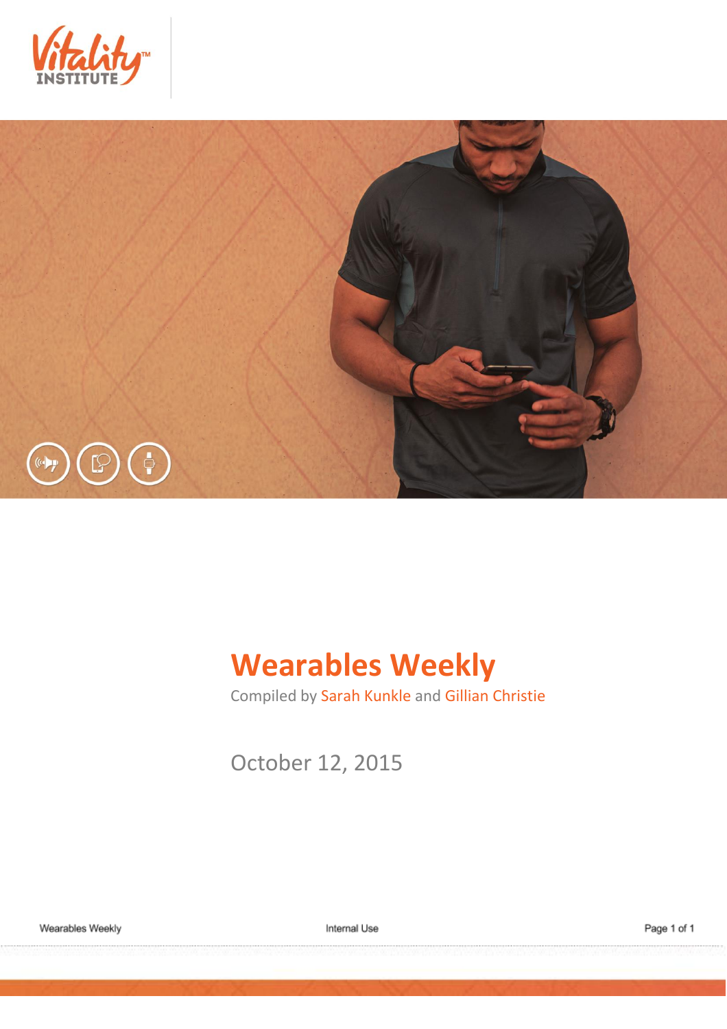# Wearables Weekly

Compiled by Sarah Kunkle and Gillian Christie

October 12, 2015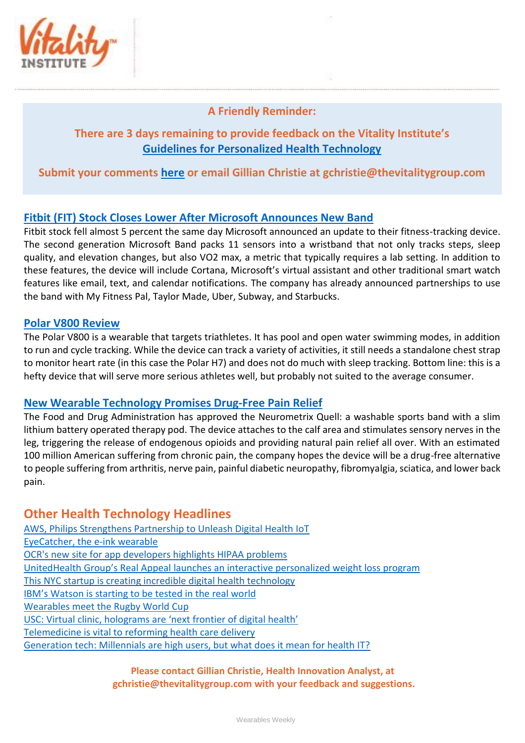**A Friendly Reminder:**

**There are 3 days remaining to provide feedback on the Vitality Institute's [Guidelines for Personalized Health Technology]()**

**Submit your comments [here]() or email Gillian Christie at gchristie@thevitalitygroup.com**

### [Fitbit (FIT) Stock Closes Lower After Microsoft Announces New Band]()

Fitbit stock fell almost 5 percent the same day Microsoft announced an update to their fitness-tracking device. The second generation Microsoft Band packs 11 sensors into a wristband that not only tracks steps, sleep quality, and elevation changes, but also VO2 max, a metric that typically requires a lab setting. In addition to these features, the device will include Cortana, Microsoft's virtual assistant and other traditional smart watch features like email, text, and calendar notifications. The company has already announced partnerships to use the band with My Fitness Pal, Taylor Made, Uber, Subway, and Starbucks.

### [Polar V800 Review]()

The Polar V800 is a wearable that targets triathletes. It has pool and open water swimming modes, in addition to run and cycle tracking. While the device can track a variety of activities, it still needs a standalone chest strap to monitor heart rate (in this case the Polar H7) and does not do much with sleep tracking. Bottom line: this is a hefty device that will serve more serious athletes well, but probably not suited to the average consumer.

### [New Wearable Technology Promises Drug-Free Pain Relief]()

The Food and Drug Administration has approved the Neurometrix Quell: a washable sports band with a slim lithium battery operated therapy pod. The device attaches to the calf area and stimulates sensory nerves in the leg, triggering the release of endogenous opioids and providing natural pain relief all over. With an estimated 100 million American suffering from chronic pain, the company hopes the device will be a drug-free alternative to people suffering from arthritis, nerve pain, painful diabetic neuropathy, fibromyalgia, sciatica, and lower back pain.

## Other Health Technology Headlines

[AWS, Philips Strengthens Partnership to Unleash Digital Health IoT]()
[EyeCatcher, the e-ink wearable]()
[OCR's new site for app developers highlights HIPAA problems]()
[UnitedHealth Group's Real Appeal launches an interactive personalized weight loss program]()
[This NYC startup is creating incredible digital health technology]()
[IBM's Watson is starting to be tested in the real world]()
[Wearables meet the Rugby World Cup]()
[USC: Virtual clinic, holograms are 'next frontier of digital health']()
[Telemedicine is vital to reforming health care delivery]()
[Generation tech: Millennials are high users, but what does it mean for health IT?]()

**Please contact Gillian Christie, Health Innovation Analyst, at gchristie@thevitalitygroup.com with your feedback and suggestions.**